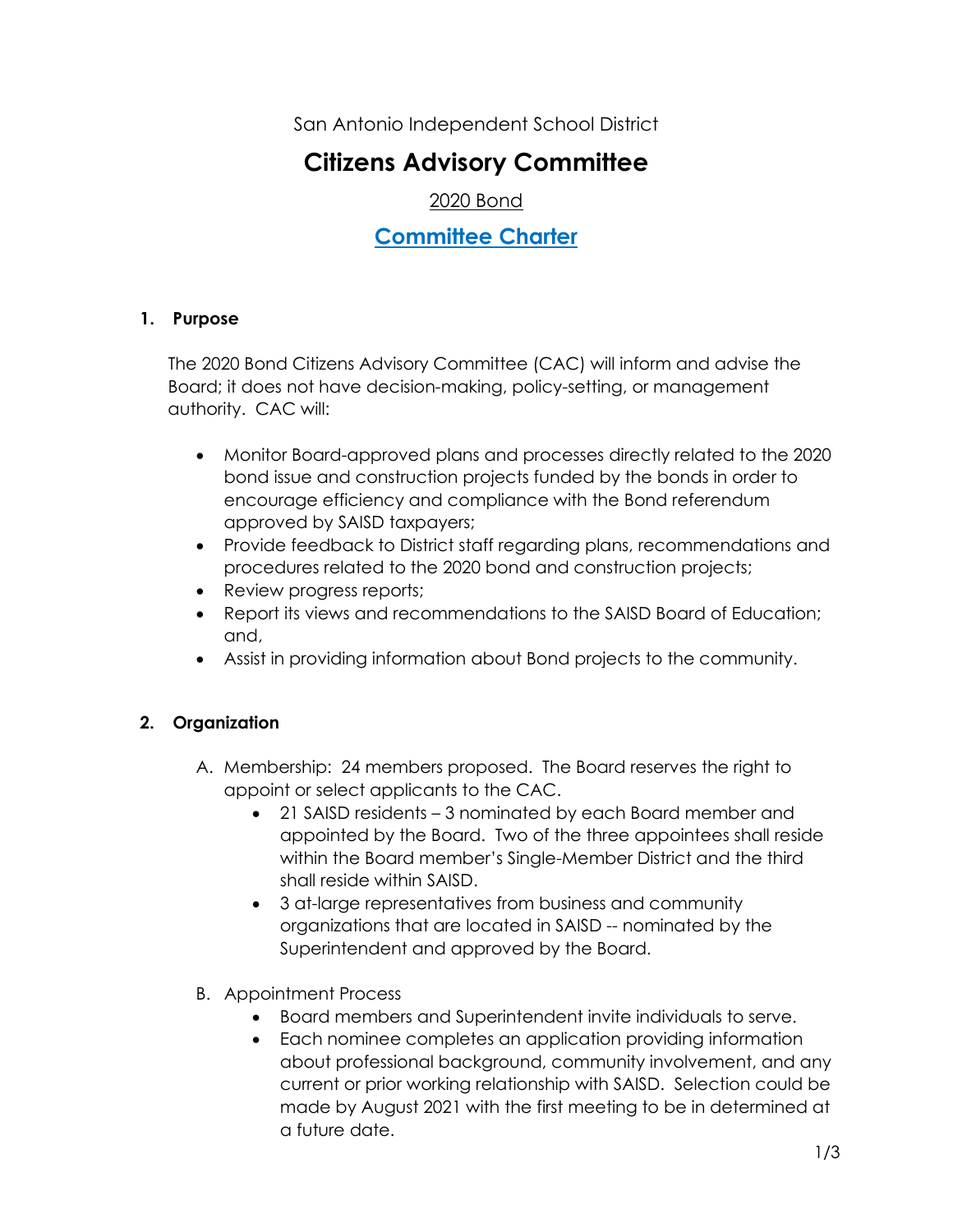San Antonio Independent School District

# Citizens Advisory Committee

2020 Bond

## Committee Charter

### 1. Purpose

The 2020 Bond Citizens Advisory Committee (CAC) will inform and advise the Board; it does not have decision-making, policy-setting, or management authority. CAC will:

- Monitor Board-approved plans and processes directly related to the 2020 bond issue and construction projects funded by the bonds in order to encourage efficiency and compliance with the Bond referendum approved by SAISD taxpayers;
- Provide feedback to District staff regarding plans, recommendations and procedures related to the 2020 bond and construction projects;
- Review progress reports;
- Report its views and recommendations to the SAISD Board of Education; and,
- Assist in providing information about Bond projects to the community.

### 2. Organization

A. Membership: 24 members proposed. The Board reserves the right to appoint or select applicants to the CAC.
   - 21 SAISD residents – 3 nominated by each Board member and appointed by the Board. Two of the three appointees shall reside within the Board member's Single-Member District and the third shall reside within SAISD.
   - 3 at-large representatives from business and community organizations that are located in SAISD -- nominated by the Superintendent and approved by the Board.

B. Appointment Process
   - Board members and Superintendent invite individuals to serve.
   - Each nominee completes an application providing information about professional background, community involvement, and any current or prior working relationship with SAISD. Selection could be made by August 2021 with the first meeting to be in determined at a future date.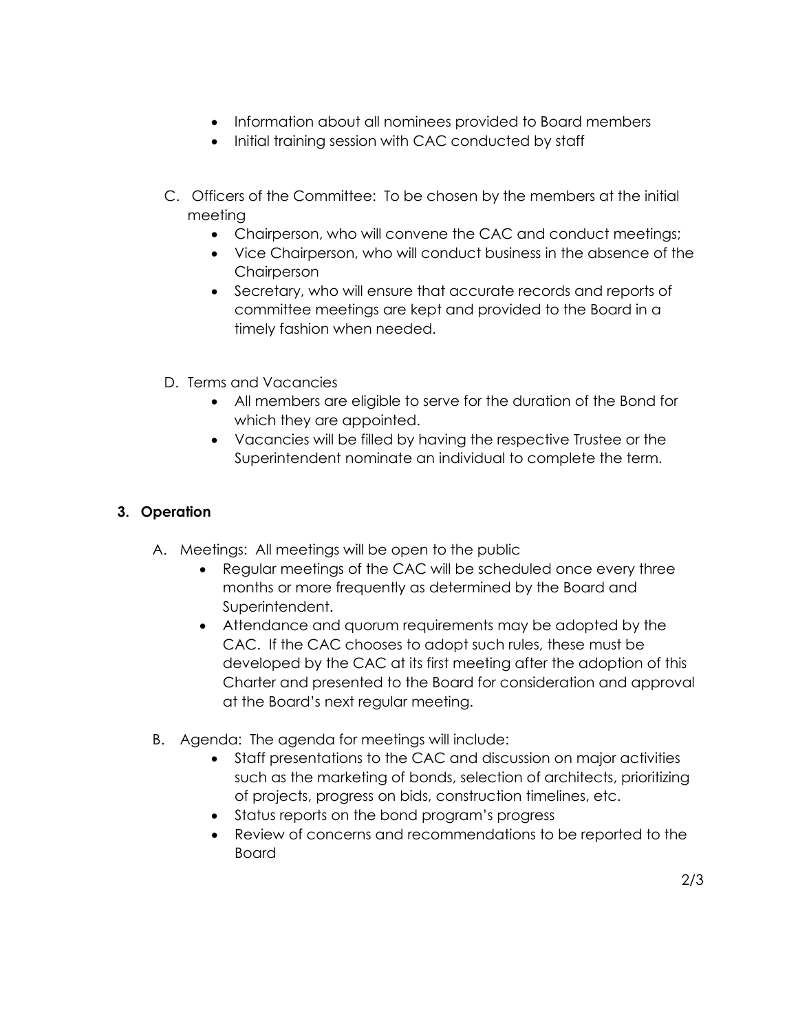- Information about all nominees provided to Board members
- Initial training session with CAC conducted by staff

C. Officers of the Committee: To be chosen by the members at the initial meeting
   - Chairperson, who will convene the CAC and conduct meetings;
   - Vice Chairperson, who will conduct business in the absence of the Chairperson
   - Secretary, who will ensure that accurate records and reports of committee meetings are kept and provided to the Board in a timely fashion when needed.

D. Terms and Vacancies
   - All members are eligible to serve for the duration of the Bond for which they are appointed.
   - Vacancies will be filled by having the respective Trustee or the Superintendent nominate an individual to complete the term.

**3. Operation**

A. Meetings: All meetings will be open to the public
   - Regular meetings of the CAC will be scheduled once every three months or more frequently as determined by the Board and Superintendent.
   - Attendance and quorum requirements may be adopted by the CAC. If the CAC chooses to adopt such rules, these must be developed by the CAC at its first meeting after the adoption of this Charter and presented to the Board for consideration and approval at the Board's next regular meeting.

B. Agenda: The agenda for meetings will include:
   - Staff presentations to the CAC and discussion on major activities such as the marketing of bonds, selection of architects, prioritizing of projects, progress on bids, construction timelines, etc.
   - Status reports on the bond program's progress
   - Review of concerns and recommendations to be reported to the Board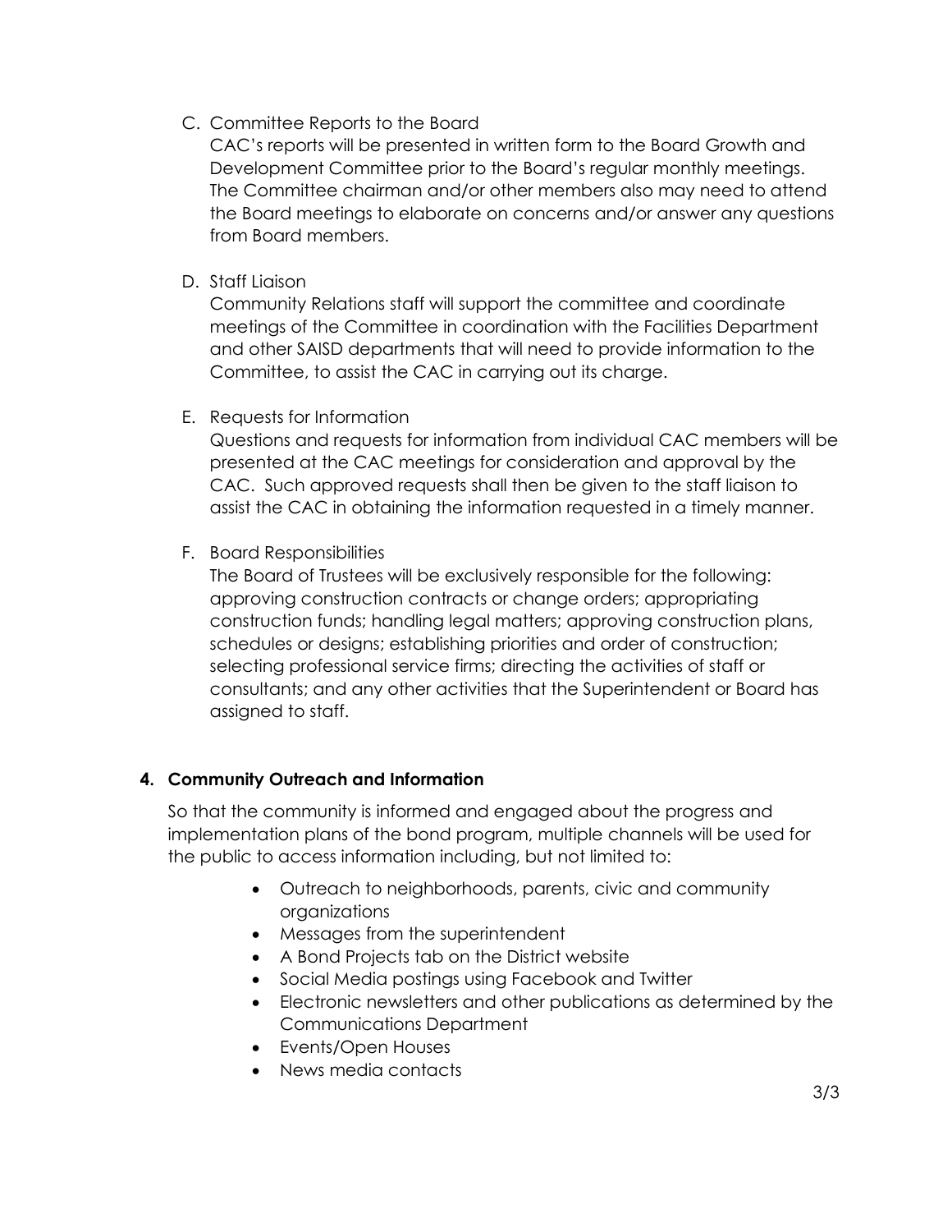C. Committee Reports to the Board

   CAC's reports will be presented in written form to the Board Growth and Development Committee prior to the Board's regular monthly meetings. The Committee chairman and/or other members also may need to attend the Board meetings to elaborate on concerns and/or answer any questions from Board members.

D. Staff Liaison

   Community Relations staff will support the committee and coordinate meetings of the Committee in coordination with the Facilities Department and other SAISD departments that will need to provide information to the Committee, to assist the CAC in carrying out its charge.

E. Requests for Information

   Questions and requests for information from individual CAC members will be presented at the CAC meetings for consideration and approval by the CAC. Such approved requests shall then be given to the staff liaison to assist the CAC in obtaining the information requested in a timely manner.

F. Board Responsibilities

   The Board of Trustees will be exclusively responsible for the following: approving construction contracts or change orders; appropriating construction funds; handling legal matters; approving construction plans, schedules or designs; establishing priorities and order of construction; selecting professional service firms; directing the activities of staff or consultants; and any other activities that the Superintendent or Board has assigned to staff.

**4. Community Outreach and Information**

So that the community is informed and engaged about the progress and implementation plans of the bond program, multiple channels will be used for the public to access information including, but not limited to:

- Outreach to neighborhoods, parents, civic and community organizations
- Messages from the superintendent
- A Bond Projects tab on the District website
- Social Media postings using Facebook and Twitter
- Electronic newsletters and other publications as determined by the Communications Department
- Events/Open Houses
- News media contacts